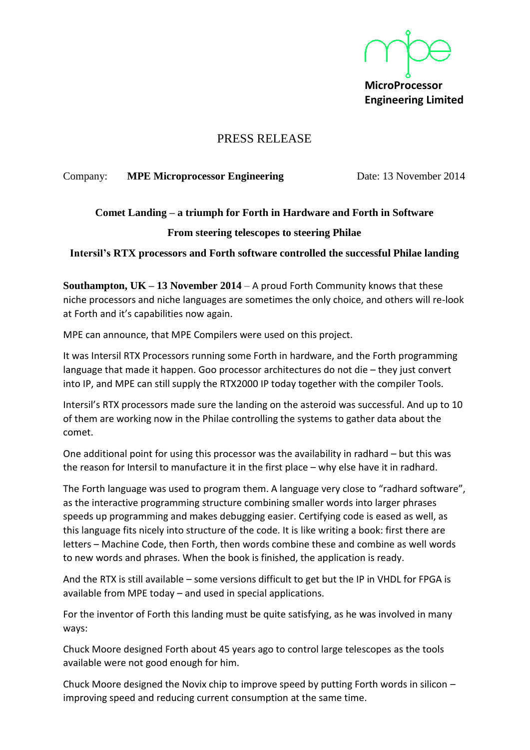**MicroProcessor Engineering Limited**

# PRESS RELEASE

Company: **MPE Microprocessor Engineering** Date: 13 November 2014

## Comet Landing – a triumph for Forth in Hardware and Forth in Software

### From steering telescopes to steering Philae

### Intersil's RTX processors and Forth software controlled the successful Philae landing

**Southampton, UK – 13 November 2014** – A proud Forth Community knows that these niche processors and niche languages are sometimes the only choice, and others will re-look at Forth and it's capabilities now again.

MPE can announce, that MPE Compilers were used on this project.

It was Intersil RTX Processors running some Forth in hardware, and the Forth programming language that made it happen. Goo processor architectures do not die – they just convert into IP, and MPE can still supply the RTX2000 IP today together with the compiler Tools.

Intersil's RTX processors made sure the landing on the asteroid was successful. And up to 10 of them are working now in the Philae controlling the systems to gather data about the comet.

One additional point for using this processor was the availability in radhard – but this was the reason for Intersil to manufacture it in the first place – why else have it in radhard.

The Forth language was used to program them. A language very close to "radhard software", as the interactive programming structure combining smaller words into larger phrases speeds up programming and makes debugging easier. Certifying code is eased as well, as this language fits nicely into structure of the code. It is like writing a book: first there are letters – Machine Code, then Forth, then words combine these and combine as well words to new words and phrases. When the book is finished, the application is ready.

And the RTX is still available – some versions difficult to get but the IP in VHDL for FPGA is available from MPE today – and used in special applications.

For the inventor of Forth this landing must be quite satisfying, as he was involved in many ways:

Chuck Moore designed Forth about 45 years ago to control large telescopes as the tools available were not good enough for him.

Chuck Moore designed the Novix chip to improve speed by putting Forth words in silicon – improving speed and reducing current consumption at the same time.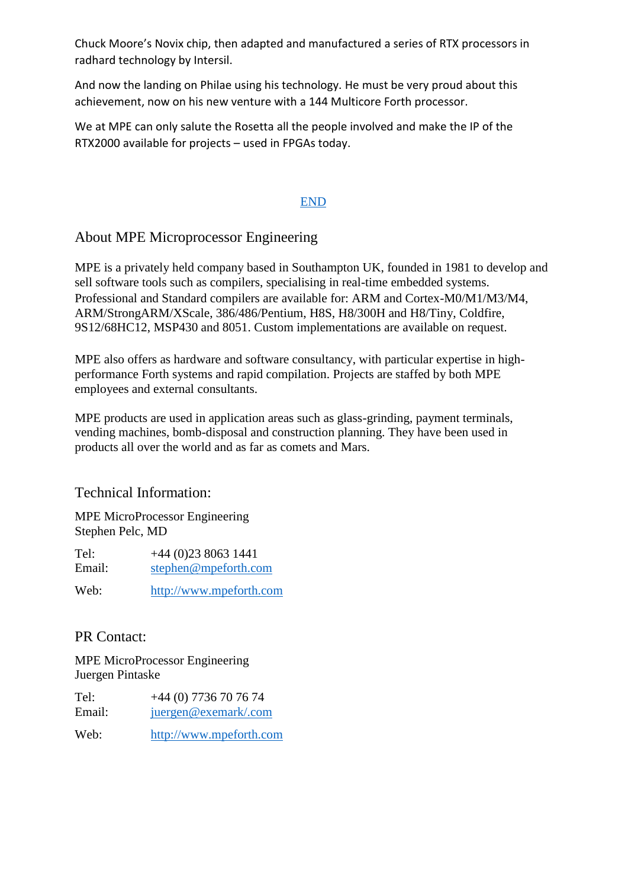Chuck Moore's Novix chip, then adapted and manufactured a series of RTX processors in radhard technology by Intersil.

And now the landing on Philae using his technology. He must be very proud about this achievement, now on his new venture with a 144 Multicore Forth processor.

We at MPE can only salute the Rosetta all the people involved and make the IP of the RTX2000 available for projects – used in FPGAs today.

END

## About MPE Microprocessor Engineering

MPE is a privately held company based in Southampton UK, founded in 1981 to develop and sell software tools such as compilers, specialising in real-time embedded systems. Professional and Standard compilers are available for: ARM and Cortex-M0/M1/M3/M4, ARM/StrongARM/XScale, 386/486/Pentium, H8S, H8/300H and H8/Tiny, Coldfire, 9S12/68HC12, MSP430 and 8051. Custom implementations are available on request.

MPE also offers as hardware and software consultancy, with particular expertise in high-performance Forth systems and rapid compilation. Projects are staffed by both MPE employees and external consultants.

MPE products are used in application areas such as glass-grinding, payment terminals, vending machines, bomb-disposal and construction planning. They have been used in products all over the world and as far as comets and Mars.

## Technical Information:

MPE MicroProcessor Engineering
Stephen Pelc, MD

Tel: +44 (0)23 8063 1441
Email: stephen@mpeforth.com

Web: http://www.mpeforth.com

## PR Contact:

MPE MicroProcessor Engineering
Juergen Pintaske

Tel: +44 (0) 7736 70 76 74
Email: juergen@exemark/.com

Web: http://www.mpeforth.com